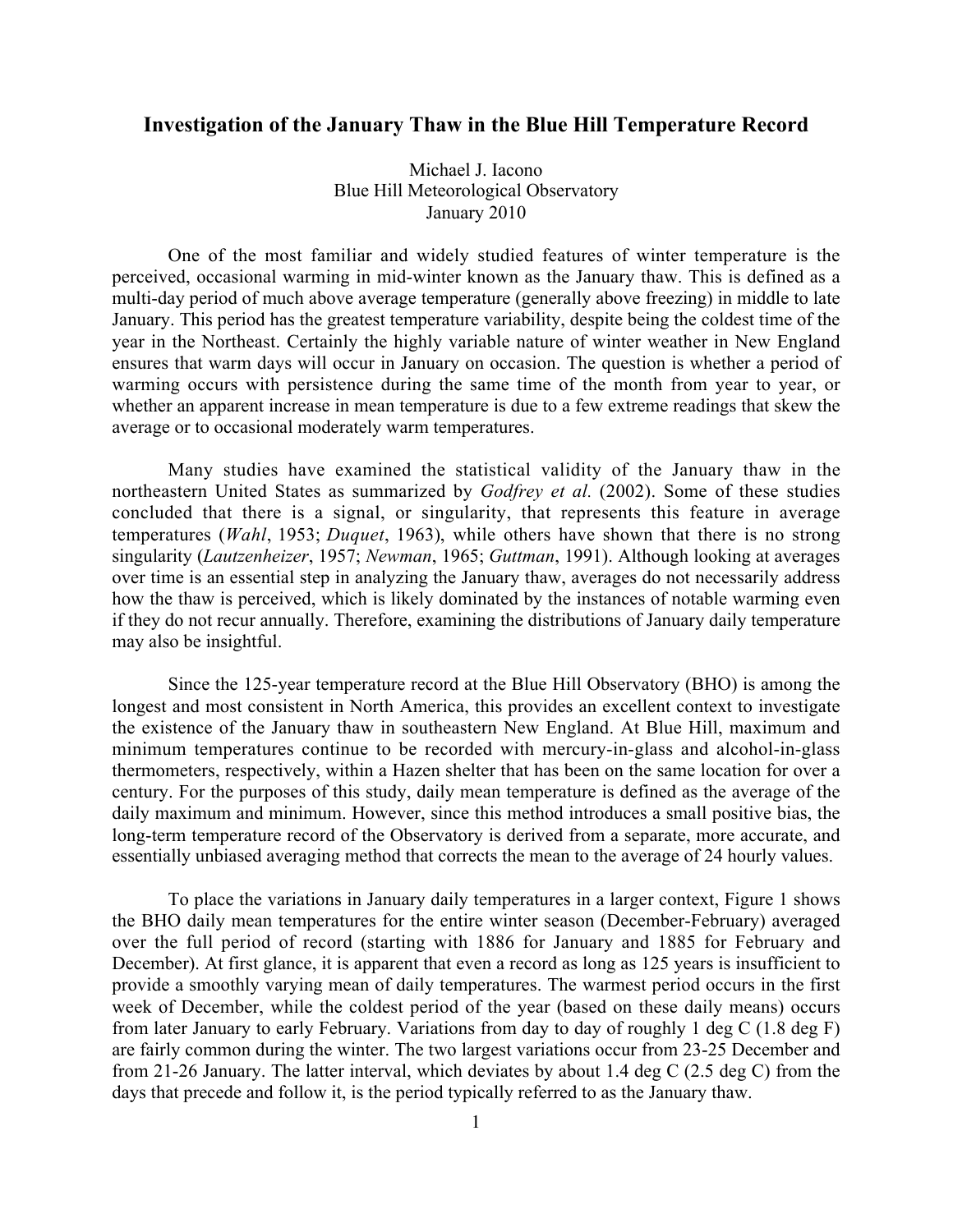# Investigation of the January Thaw in the Blue Hill Temperature Record

Michael J. Iacono
Blue Hill Meteorological Observatory
January 2010

One of the most familiar and widely studied features of winter temperature is the perceived, occasional warming in mid-winter known as the January thaw. This is defined as a multi-day period of much above average temperature (generally above freezing) in middle to late January. This period has the greatest temperature variability, despite being the coldest time of the year in the Northeast. Certainly the highly variable nature of winter weather in New England ensures that warm days will occur in January on occasion. The question is whether a period of warming occurs with persistence during the same time of the month from year to year, or whether an apparent increase in mean temperature is due to a few extreme readings that skew the average or to occasional moderately warm temperatures.

Many studies have examined the statistical validity of the January thaw in the northeastern United States as summarized by *Godfrey et al.* (2002). Some of these studies concluded that there is a signal, or singularity, that represents this feature in average temperatures (*Wahl*, 1953; *Duquet*, 1963), while others have shown that there is no strong singularity (*Lautzenheizer*, 1957; *Newman*, 1965; *Guttman*, 1991). Although looking at averages over time is an essential step in analyzing the January thaw, averages do not necessarily address how the thaw is perceived, which is likely dominated by the instances of notable warming even if they do not recur annually. Therefore, examining the distributions of January daily temperature may also be insightful.

Since the 125-year temperature record at the Blue Hill Observatory (BHO) is among the longest and most consistent in North America, this provides an excellent context to investigate the existence of the January thaw in southeastern New England. At Blue Hill, maximum and minimum temperatures continue to be recorded with mercury-in-glass and alcohol-in-glass thermometers, respectively, within a Hazen shelter that has been on the same location for over a century. For the purposes of this study, daily mean temperature is defined as the average of the daily maximum and minimum. However, since this method introduces a small positive bias, the long-term temperature record of the Observatory is derived from a separate, more accurate, and essentially unbiased averaging method that corrects the mean to the average of 24 hourly values.

To place the variations in January daily temperatures in a larger context, Figure 1 shows the BHO daily mean temperatures for the entire winter season (December-February) averaged over the full period of record (starting with 1886 for January and 1885 for February and December). At first glance, it is apparent that even a record as long as 125 years is insufficient to provide a smoothly varying mean of daily temperatures. The warmest period occurs in the first week of December, while the coldest period of the year (based on these daily means) occurs from later January to early February. Variations from day to day of roughly 1 deg C (1.8 deg F) are fairly common during the winter. The two largest variations occur from 23-25 December and from 21-26 January. The latter interval, which deviates by about 1.4 deg C (2.5 deg C) from the days that precede and follow it, is the period typically referred to as the January thaw.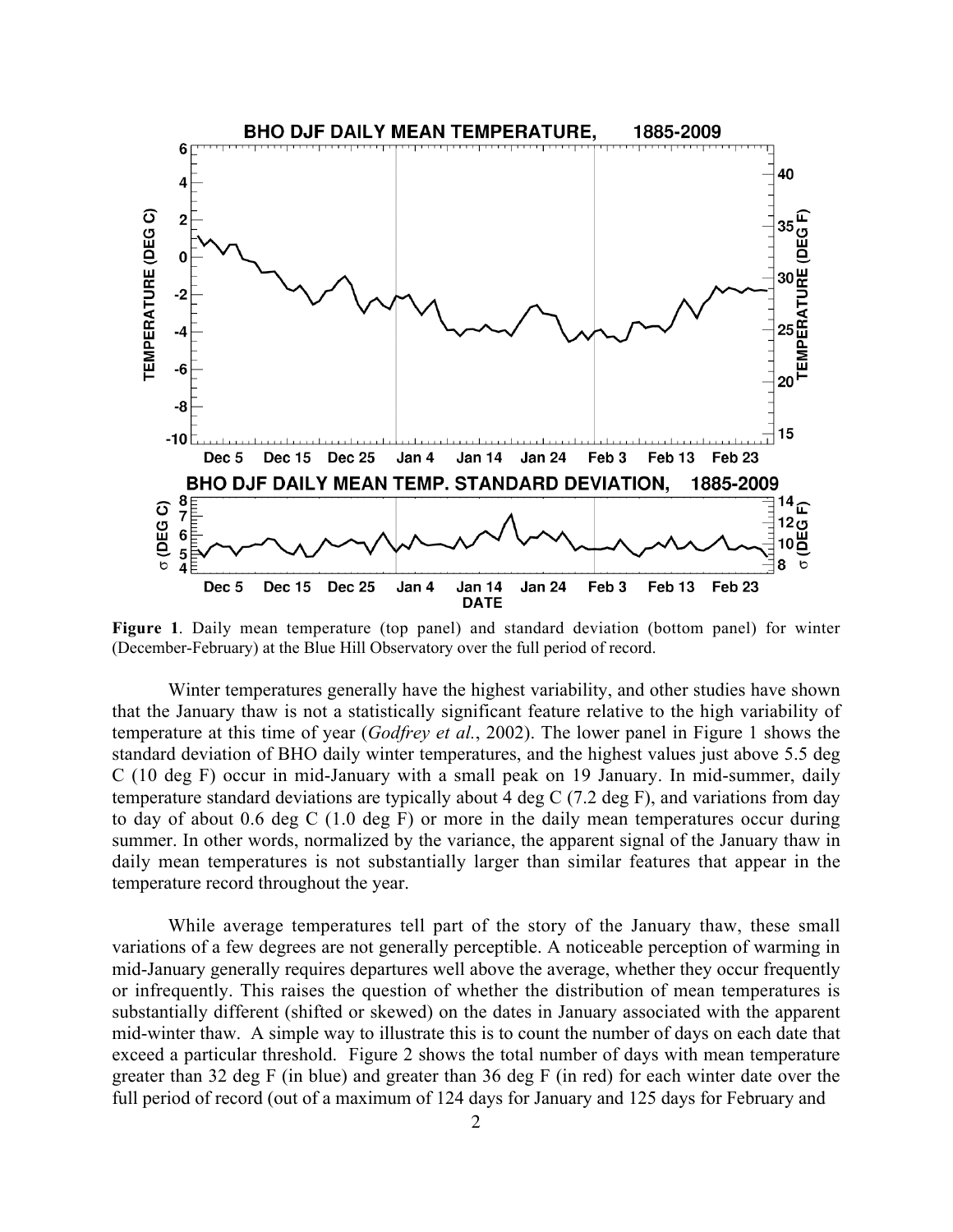**Figure 1**. Daily mean temperature (top panel) and standard deviation (bottom panel) for winter (December-February) at the Blue Hill Observatory over the full period of record.

Winter temperatures generally have the highest variability, and other studies have shown that the January thaw is not a statistically significant feature relative to the high variability of temperature at this time of year (*Godfrey et al.*, 2002). The lower panel in Figure 1 shows the standard deviation of BHO daily winter temperatures, and the highest values just above 5.5 deg C (10 deg F) occur in mid-January with a small peak on 19 January. In mid-summer, daily temperature standard deviations are typically about 4 deg C (7.2 deg F), and variations from day to day of about 0.6 deg C (1.0 deg F) or more in the daily mean temperatures occur during summer. In other words, normalized by the variance, the apparent signal of the January thaw in daily mean temperatures is not substantially larger than similar features that appear in the temperature record throughout the year.

While average temperatures tell part of the story of the January thaw, these small variations of a few degrees are not generally perceptible. A noticeable perception of warming in mid-January generally requires departures well above the average, whether they occur frequently or infrequently. This raises the question of whether the distribution of mean temperatures is substantially different (shifted or skewed) on the dates in January associated with the apparent mid-winter thaw. A simple way to illustrate this is to count the number of days on each date that exceed a particular threshold. Figure 2 shows the total number of days with mean temperature greater than 32 deg F (in blue) and greater than 36 deg F (in red) for each winter date over the full period of record (out of a maximum of 124 days for January and 125 days for February and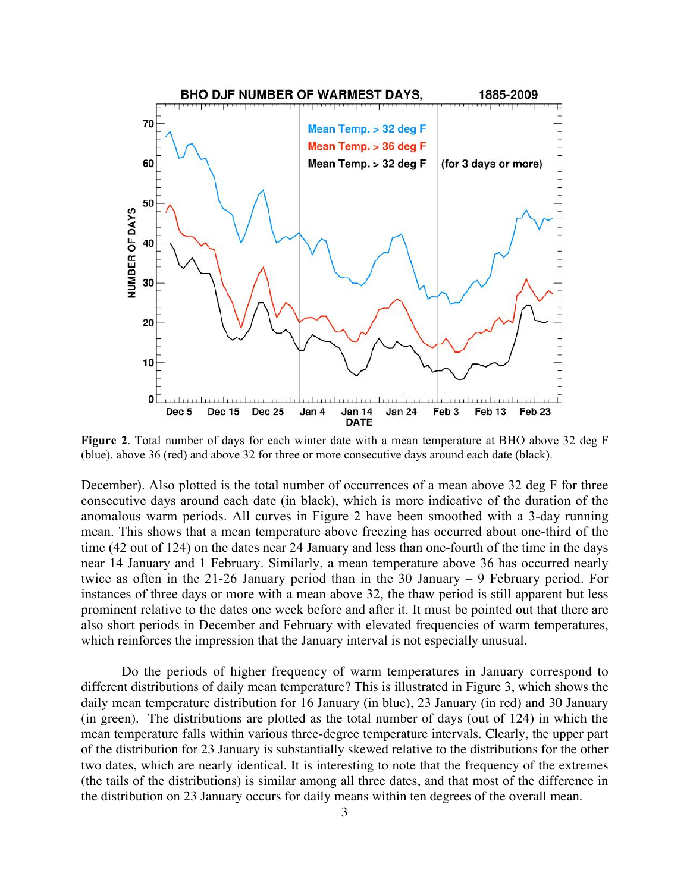Figure 2. Total number of days for each winter date with a mean temperature at BHO above 32 deg F (blue), above 36 (red) and above 32 for three or more consecutive days around each date (black).

December). Also plotted is the total number of occurrences of a mean above 32 deg F for three consecutive days around each date (in black), which is more indicative of the duration of the anomalous warm periods. All curves in Figure 2 have been smoothed with a 3-day running mean. This shows that a mean temperature above freezing has occurred about one-third of the time (42 out of 124) on the dates near 24 January and less than one-fourth of the time in the days near 14 January and 1 February. Similarly, a mean temperature above 36 has occurred nearly twice as often in the 21-26 January period than in the 30 January – 9 February period. For instances of three days or more with a mean above 32, the thaw period is still apparent but less prominent relative to the dates one week before and after it. It must be pointed out that there are also short periods in December and February with elevated frequencies of warm temperatures, which reinforces the impression that the January interval is not especially unusual.

Do the periods of higher frequency of warm temperatures in January correspond to different distributions of daily mean temperature? This is illustrated in Figure 3, which shows the daily mean temperature distribution for 16 January (in blue), 23 January (in red) and 30 January (in green). The distributions are plotted as the total number of days (out of 124) in which the mean temperature falls within various three-degree temperature intervals. Clearly, the upper part of the distribution for 23 January is substantially skewed relative to the distributions for the other two dates, which are nearly identical. It is interesting to note that the frequency of the extremes (the tails of the distributions) is similar among all three dates, and that most of the difference in the distribution on 23 January occurs for daily means within ten degrees of the overall mean.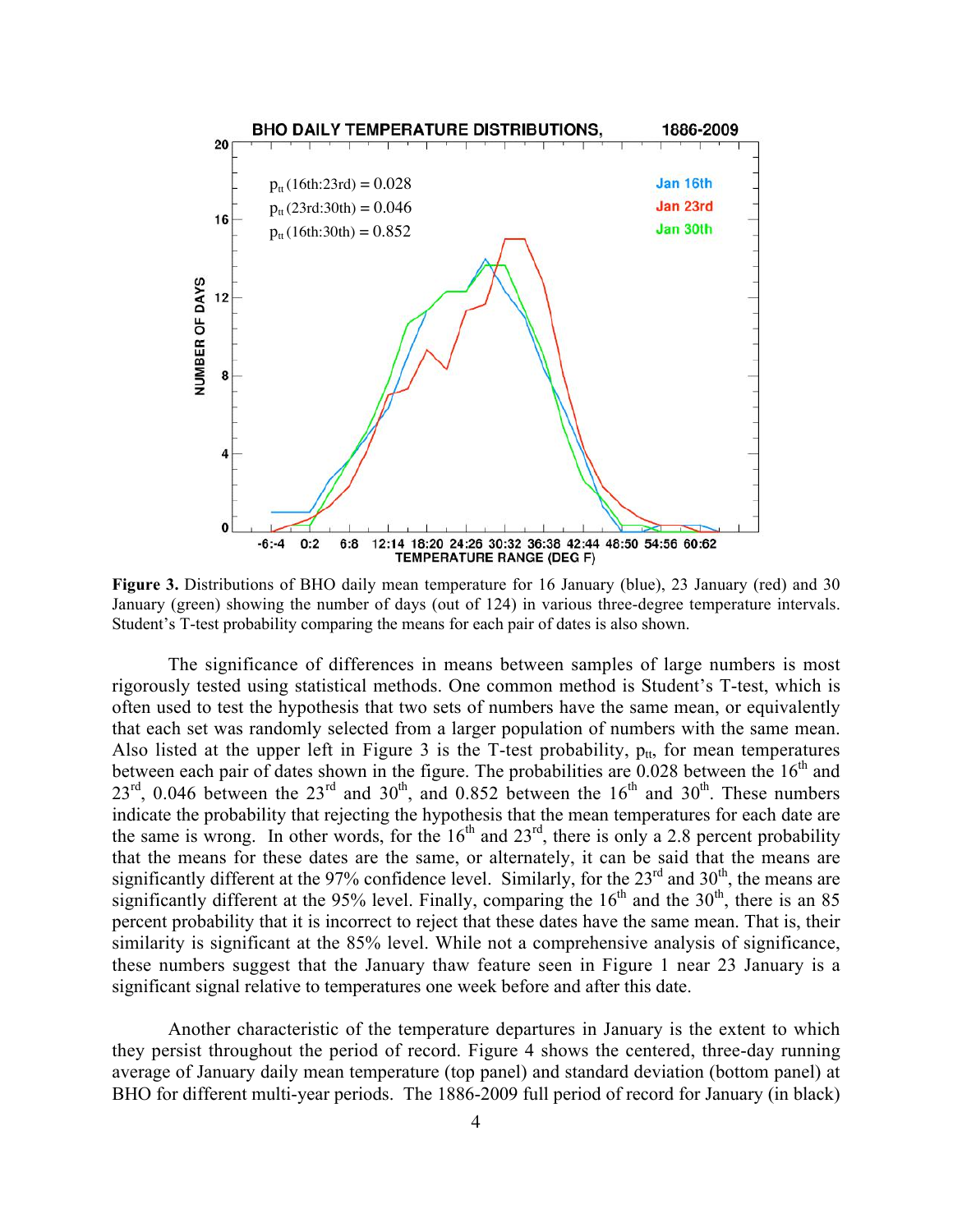**Figure 3.** Distributions of BHO daily mean temperature for 16 January (blue), 23 January (red) and 30 January (green) showing the number of days (out of 124) in various three-degree temperature intervals. Student's T-test probability comparing the means for each pair of dates is also shown.

The significance of differences in means between samples of large numbers is most rigorously tested using statistical methods. One common method is Student's T-test, which is often used to test the hypothesis that two sets of numbers have the same mean, or equivalently that each set was randomly selected from a larger population of numbers with the same mean. Also listed at the upper left in Figure 3 is the T-test probability, $p_{tt}$, for mean temperatures between each pair of dates shown in the figure. The probabilities are 0.028 between the 16th and 23rd, 0.046 between the 23rd and 30th, and 0.852 between the 16th and 30th. These numbers indicate the probability that rejecting the hypothesis that the mean temperatures for each date are the same is wrong. In other words, for the 16th and 23rd, there is only a 2.8 percent probability that the means for these dates are the same, or alternately, it can be said that the means are significantly different at the 97% confidence level. Similarly, for the 23rd and 30th, the means are significantly different at the 95% level. Finally, comparing the 16th and the 30th, there is an 85 percent probability that it is incorrect to reject that these dates have the same mean. That is, their similarity is significant at the 85% level. While not a comprehensive analysis of significance, these numbers suggest that the January thaw feature seen in Figure 1 near 23 January is a significant signal relative to temperatures one week before and after this date.

Another characteristic of the temperature departures in January is the extent to which they persist throughout the period of record. Figure 4 shows the centered, three-day running average of January daily mean temperature (top panel) and standard deviation (bottom panel) at BHO for different multi-year periods. The 1886-2009 full period of record for January (in black)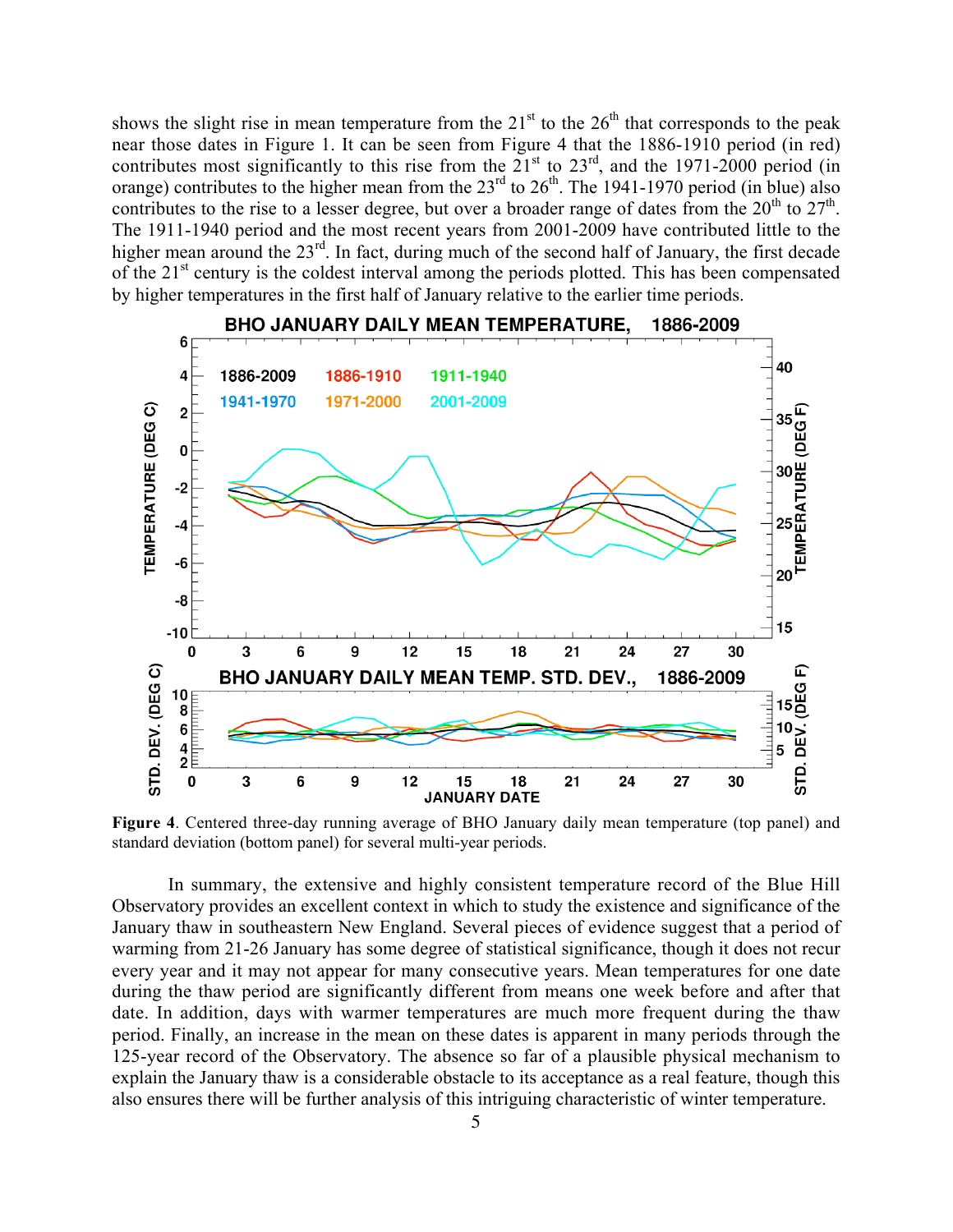shows the slight rise in mean temperature from the 21st to the 26th that corresponds to the peak near those dates in Figure 1. It can be seen from Figure 4 that the 1886-1910 period (in red) contributes most significantly to this rise from the 21st to 23rd, and the 1971-2000 period (in orange) contributes to the higher mean from the 23rd to 26th. The 1941-1970 period (in blue) also contributes to the rise to a lesser degree, but over a broader range of dates from the 20th to 27th. The 1911-1940 period and the most recent years from 2001-2009 have contributed little to the higher mean around the 23rd. In fact, during much of the second half of January, the first decade of the 21st century is the coldest interval among the periods plotted. This has been compensated by higher temperatures in the first half of January relative to the earlier time periods.

**Figure 4**. Centered three-day running average of BHO January daily mean temperature (top panel) and standard deviation (bottom panel) for several multi-year periods.

In summary, the extensive and highly consistent temperature record of the Blue Hill Observatory provides an excellent context in which to study the existence and significance of the January thaw in southeastern New England. Several pieces of evidence suggest that a period of warming from 21-26 January has some degree of statistical significance, though it does not recur every year and it may not appear for many consecutive years. Mean temperatures for one date during the thaw period are significantly different from means one week before and after that date. In addition, days with warmer temperatures are much more frequent during the thaw period. Finally, an increase in the mean on these dates is apparent in many periods through the 125-year record of the Observatory. The absence so far of a plausible physical mechanism to explain the January thaw is a considerable obstacle to its acceptance as a real feature, though this also ensures there will be further analysis of this intriguing characteristic of winter temperature.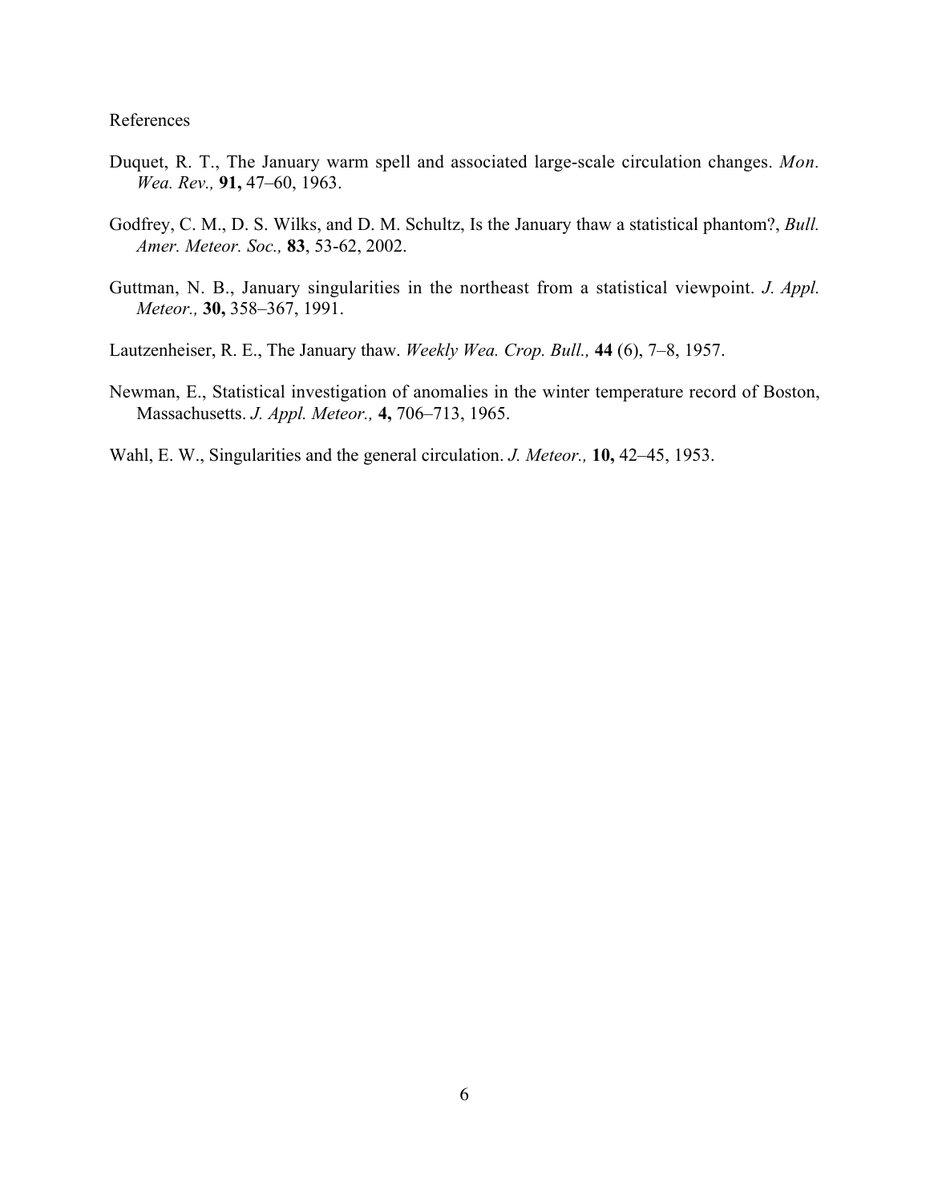References

Duquet, R. T., The January warm spell and associated large-scale circulation changes. *Mon. Wea. Rev.,* **91,** 47–60, 1963.

Godfrey, C. M., D. S. Wilks, and D. M. Schultz, Is the January thaw a statistical phantom?, *Bull. Amer. Meteor. Soc.,* **83**, 53-62, 2002.

Guttman, N. B., January singularities in the northeast from a statistical viewpoint. *J. Appl. Meteor.,* **30,** 358–367, 1991.

Lautzenheiser, R. E., The January thaw. *Weekly Wea. Crop. Bull.,* **44** (6), 7–8, 1957.

Newman, E., Statistical investigation of anomalies in the winter temperature record of Boston, Massachusetts. *J. Appl. Meteor.,* **4,** 706–713, 1965.

Wahl, E. W., Singularities and the general circulation. *J. Meteor.,* **10,** 42–45, 1953.